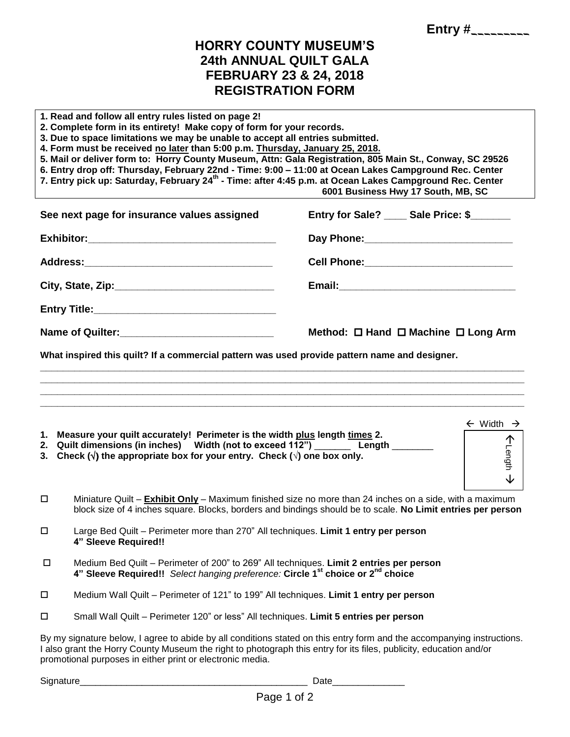Entry #________

# HORRY COUNTY MUSEUM'S
# 24th ANNUAL QUILT GALA
# FEBRUARY 23 & 24, 2018
# REGISTRATION FORM

**1. Read and follow all entry rules listed on page 2!**
**2. Complete form in its entirety! Make copy of form for your records.**
**3. Due to space limitations we may be unable to accept all entries submitted.**
**4. Form must be received no later than 5:00 p.m. Thursday, January 25, 2018.**
**5. Mail or deliver form to: Horry County Museum, Attn: Gala Registration, 805 Main St., Conway, SC 29526**
**6. Entry drop off: Thursday, February 22nd - Time: 9:00 – 11:00 at Ocean Lakes Campground Rec. Center**
**7. Entry pick up: Saturday, February 24th - Time: after 4:45 p.m. at Ocean Lakes Campground Rec. Center 6001 Business Hwy 17 South, MB, SC**

**See next page for insurance values assigned**

**Entry for Sale? ____ Sale Price: $_______**

**Exhibitor:**___________________________________

**Day Phone:**___________________________

**Address:**___________________________________

**Cell Phone:**___________________________

**City, State, Zip:**_____________________________

**Email:**_________________________________

**Entry Title:**__________________________________

**Name of Quilter:**____________________________

**Method: ☐ Hand ☐ Machine ☐ Long Arm**

**What inspired this quilt? If a commercial pattern was used provide pattern name and designer.**

_____________________________________________________________________________________________
_____________________________________________________________________________________________
_____________________________________________________________________________________________
_____________________________________________________________________________________________

1. **Measure your quilt accurately! Perimeter is the width plus length times 2.**
2. **Quilt dimensions (in inches) Width (not to exceed 112") _______ Length ________**
3. **Check (√) the appropriate box for your entry. Check (√) one box only.**

← Width →
↑ Length ↓

☐ Miniature Quilt – **Exhibit Only** – Maximum finished size no more than 24 inches on a side, with a maximum block size of 4 inches square. Blocks, borders and bindings should be to scale. **No Limit entries per person**

☐ Large Bed Quilt – Perimeter more than 270" All techniques. **Limit 1 entry per person 4" Sleeve Required!!**

☐ Medium Bed Quilt – Perimeter of 200" to 269" All techniques. **Limit 2 entries per person 4" Sleeve Required!!** *Select hanging preference:* **Circle 1st choice or 2nd choice**

☐ Medium Wall Quilt – Perimeter of 121" to 199" All techniques. **Limit 1 entry per person**

☐ Small Wall Quilt – Perimeter 120" or less" All techniques. **Limit 5 entries per person**

By my signature below, I agree to abide by all conditions stated on this entry form and the accompanying instructions. I also grant the Horry County Museum the right to photograph this entry for its files, publicity, education and/or promotional purposes in either print or electronic media.

Signature_____________________________________________ Date______________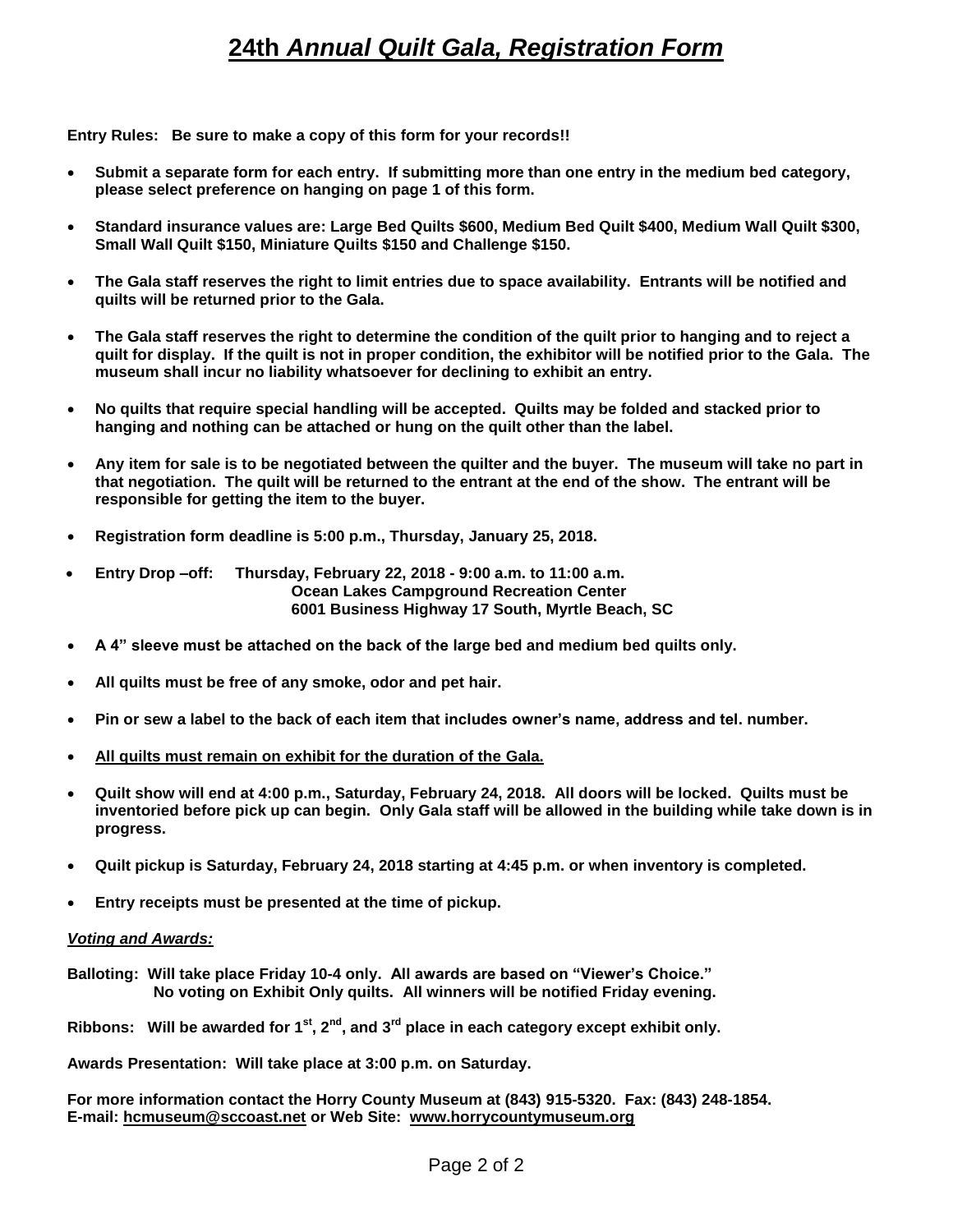# 24th *Annual Quilt Gala, Registration Form*

**Entry Rules: Be sure to make a copy of this form for your records!!**

- **Submit a separate form for each entry. If submitting more than one entry in the medium bed category, please select preference on hanging on page 1 of this form.**
- **Standard insurance values are: Large Bed Quilts $600, Medium Bed Quilt $400, Medium Wall Quilt $300, Small Wall Quilt $150, Miniature Quilts $150 and Challenge $150.**
- **The Gala staff reserves the right to limit entries due to space availability. Entrants will be notified and quilts will be returned prior to the Gala.**
- **The Gala staff reserves the right to determine the condition of the quilt prior to hanging and to reject a quilt for display. If the quilt is not in proper condition, the exhibitor will be notified prior to the Gala. The museum shall incur no liability whatsoever for declining to exhibit an entry.**
- **No quilts that require special handling will be accepted. Quilts may be folded and stacked prior to hanging and nothing can be attached or hung on the quilt other than the label.**
- **Any item for sale is to be negotiated between the quilter and the buyer. The museum will take no part in that negotiation. The quilt will be returned to the entrant at the end of the show. The entrant will be responsible for getting the item to the buyer.**
- **Registration form deadline is 5:00 p.m., Thursday, January 25, 2018.**
- **Entry Drop –off: Thursday, February 22, 2018 - 9:00 a.m. to 11:00 a.m.**
  **Ocean Lakes Campground Recreation Center**
  **6001 Business Highway 17 South, Myrtle Beach, SC**
- **A 4" sleeve must be attached on the back of the large bed and medium bed quilts only.**
- **All quilts must be free of any smoke, odor and pet hair.**
- **Pin or sew a label to the back of each item that includes owner's name, address and tel. number.**
- **<u>All quilts must remain on exhibit for the duration of the Gala.</u>**
- **Quilt show will end at 4:00 p.m., Saturday, February 24, 2018. All doors will be locked. Quilts must be inventoried before pick up can begin. Only Gala staff will be allowed in the building while take down is in progress.**
- **Quilt pickup is Saturday, February 24, 2018 starting at 4:45 p.m. or when inventory is completed.**
- **Entry receipts must be presented at the time of pickup.**

***<u>Voting and Awards:</u>***

**Balloting: Will take place Friday 10-4 only. All awards are based on "Viewer's Choice." No voting on Exhibit Only quilts. All winners will be notified Friday evening.**

**Ribbons: Will be awarded for 1st, 2nd, and 3rd place in each category except exhibit only.**

**Awards Presentation: Will take place at 3:00 p.m. on Saturday.**

**For more information contact the Horry County Museum at (843) 915-5320. Fax: (843) 248-1854.**
**E-mail: <u>hcmuseum@sccoast.net</u> or Web Site: <u>www.horrycountymuseum.org</u>**